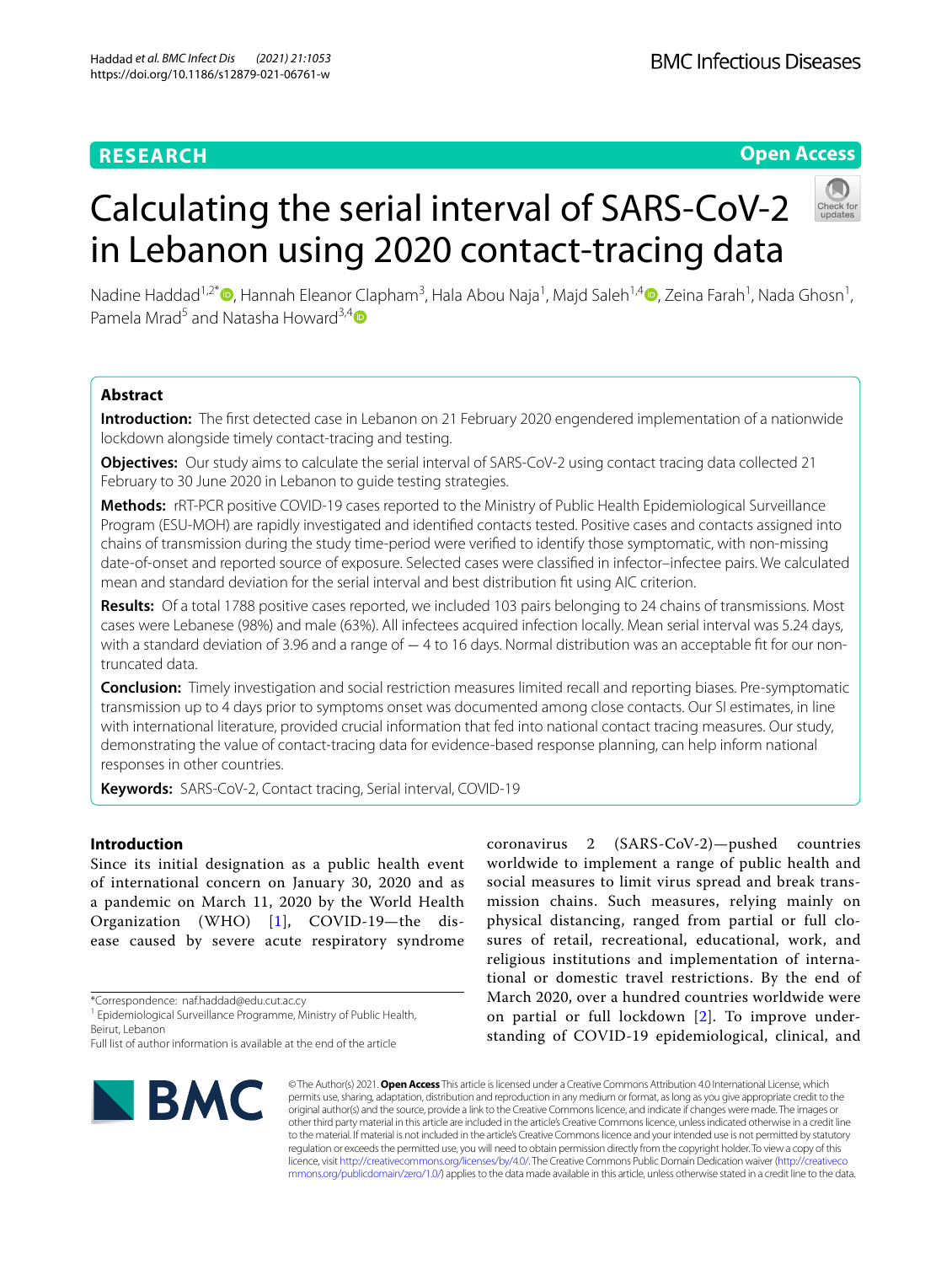RESEARCH

Open Access

# Calculating the serial interval of SARS-CoV-2 in Lebanon using 2020 contact-tracing data

Nadine Haddad[1,2*], Hannah Eleanor Clapham[3], Hala Abou Naja[1], Majd Saleh[1,4], Zeina Farah[1], Nada Ghosn[1], Pamela Mrad[5] and Natasha Howard[3,4]

## Abstract

**Introduction:** The first detected case in Lebanon on 21 February 2020 engendered implementation of a nationwide lockdown alongside timely contact-tracing and testing.

**Objectives:** Our study aims to calculate the serial interval of SARS-CoV-2 using contact tracing data collected 21 February to 30 June 2020 in Lebanon to guide testing strategies.

**Methods:** rRT-PCR positive COVID-19 cases reported to the Ministry of Public Health Epidemiological Surveillance Program (ESU-MOH) are rapidly investigated and identified contacts tested. Positive cases and contacts assigned into chains of transmission during the study time-period were verified to identify those symptomatic, with non-missing date-of-onset and reported source of exposure. Selected cases were classified in infector–infectee pairs. We calculated mean and standard deviation for the serial interval and best distribution fit using AIC criterion.

**Results:** Of a total 1788 positive cases reported, we included 103 pairs belonging to 24 chains of transmissions. Most cases were Lebanese (98%) and male (63%). All infectees acquired infection locally. Mean serial interval was 5.24 days, with a standard deviation of 3.96 and a range of − 4 to 16 days. Normal distribution was an acceptable fit for our non-truncated data.

**Conclusion:** Timely investigation and social restriction measures limited recall and reporting biases. Pre-symptomatic transmission up to 4 days prior to symptoms onset was documented among close contacts. Our SI estimates, in line with international literature, provided crucial information that fed into national contact tracing measures. Our study, demonstrating the value of contact-tracing data for evidence-based response planning, can help inform national responses in other countries.

**Keywords:** SARS-CoV-2, Contact tracing, Serial interval, COVID-19

## Introduction

Since its initial designation as a public health event of international concern on January 30, 2020 and as a pandemic on March 11, 2020 by the World Health Organization (WHO) [1], COVID-19—the disease caused by severe acute respiratory syndrome coronavirus 2 (SARS-CoV-2)—pushed countries worldwide to implement a range of public health and social measures to limit virus spread and break transmission chains. Such measures, relying mainly on physical distancing, ranged from partial or full closures of retail, recreational, educational, work, and religious institutions and implementation of international or domestic travel restrictions. By the end of March 2020, over a hundred countries worldwide were on partial or full lockdown [2]. To improve understanding of COVID-19 epidemiological, clinical, and

*Correspondence: naf.haddad@edu.cut.ac.cy
[1] Epidemiological Surveillance Programme, Ministry of Public Health, Beirut, Lebanon
Full list of author information is available at the end of the article

© The Author(s) 2021. **Open Access** This article is licensed under a Creative Commons Attribution 4.0 International License, which permits use, sharing, adaptation, distribution and reproduction in any medium or format, as long as you give appropriate credit to the original author(s) and the source, provide a link to the Creative Commons licence, and indicate if changes were made. The images or other third party material in this article are included in the article's Creative Commons licence, unless indicated otherwise in a credit line to the material. If material is not included in the article's Creative Commons licence and your intended use is not permitted by statutory regulation or exceeds the permitted use, you will need to obtain permission directly from the copyright holder. To view a copy of this licence, visit http://creativecommons.org/licenses/by/4.0/. The Creative Commons Public Domain Dedication waiver (http://creativecommons.org/publicdomain/zero/1.0/) applies to the data made available in this article, unless otherwise stated in a credit line to the data.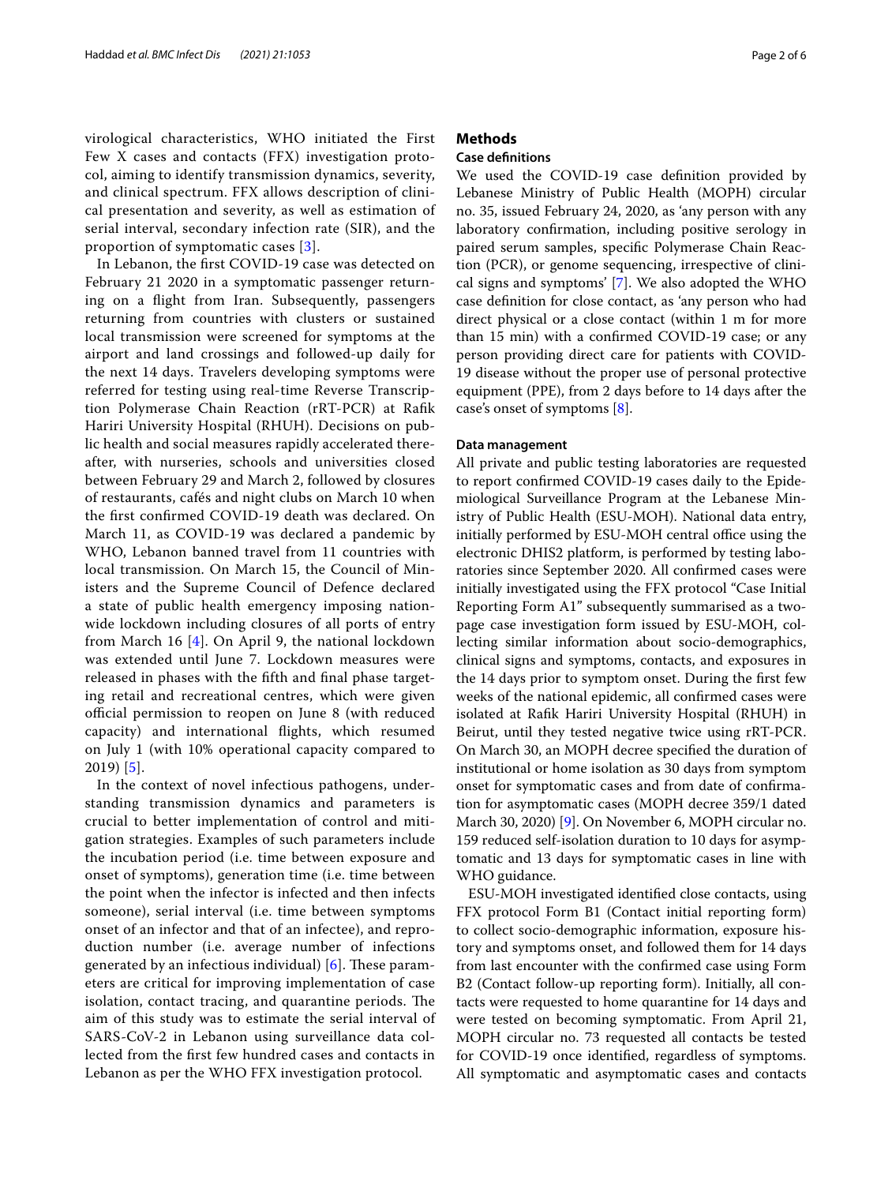virological characteristics, WHO initiated the First Few X cases and contacts (FFX) investigation protocol, aiming to identify transmission dynamics, severity, and clinical spectrum. FFX allows description of clinical presentation and severity, as well as estimation of serial interval, secondary infection rate (SIR), and the proportion of symptomatic cases [3].

In Lebanon, the first COVID-19 case was detected on February 21 2020 in a symptomatic passenger returning on a flight from Iran. Subsequently, passengers returning from countries with clusters or sustained local transmission were screened for symptoms at the airport and land crossings and followed-up daily for the next 14 days. Travelers developing symptoms were referred for testing using real-time Reverse Transcription Polymerase Chain Reaction (rRT-PCR) at Rafik Hariri University Hospital (RHUH). Decisions on public health and social measures rapidly accelerated thereafter, with nurseries, schools and universities closed between February 29 and March 2, followed by closures of restaurants, cafés and night clubs on March 10 when the first confirmed COVID-19 death was declared. On March 11, as COVID-19 was declared a pandemic by WHO, Lebanon banned travel from 11 countries with local transmission. On March 15, the Council of Ministers and the Supreme Council of Defence declared a state of public health emergency imposing nationwide lockdown including closures of all ports of entry from March 16 [4]. On April 9, the national lockdown was extended until June 7. Lockdown measures were released in phases with the fifth and final phase targeting retail and recreational centres, which were given official permission to reopen on June 8 (with reduced capacity) and international flights, which resumed on July 1 (with 10% operational capacity compared to 2019) [5].

In the context of novel infectious pathogens, understanding transmission dynamics and parameters is crucial to better implementation of control and mitigation strategies. Examples of such parameters include the incubation period (i.e. time between exposure and onset of symptoms), generation time (i.e. time between the point when the infector is infected and then infects someone), serial interval (i.e. time between symptoms onset of an infector and that of an infectee), and reproduction number (i.e. average number of infections generated by an infectious individual) [6]. These parameters are critical for improving implementation of case isolation, contact tracing, and quarantine periods. The aim of this study was to estimate the serial interval of SARS-CoV-2 in Lebanon using surveillance data collected from the first few hundred cases and contacts in Lebanon as per the WHO FFX investigation protocol.

## Methods

### Case definitions

We used the COVID-19 case definition provided by Lebanese Ministry of Public Health (MOPH) circular no. 35, issued February 24, 2020, as 'any person with any laboratory confirmation, including positive serology in paired serum samples, specific Polymerase Chain Reaction (PCR), or genome sequencing, irrespective of clinical signs and symptoms' [7]. We also adopted the WHO case definition for close contact, as 'any person who had direct physical or a close contact (within 1 m for more than 15 min) with a confirmed COVID-19 case; or any person providing direct care for patients with COVID-19 disease without the proper use of personal protective equipment (PPE), from 2 days before to 14 days after the case's onset of symptoms [8].

### Data management

All private and public testing laboratories are requested to report confirmed COVID-19 cases daily to the Epidemiological Surveillance Program at the Lebanese Ministry of Public Health (ESU-MOH). National data entry, initially performed by ESU-MOH central office using the electronic DHIS2 platform, is performed by testing laboratories since September 2020. All confirmed cases were initially investigated using the FFX protocol "Case Initial Reporting Form A1" subsequently summarised as a two-page case investigation form issued by ESU-MOH, collecting similar information about socio-demographics, clinical signs and symptoms, contacts, and exposures in the 14 days prior to symptom onset. During the first few weeks of the national epidemic, all confirmed cases were isolated at Rafik Hariri University Hospital (RHUH) in Beirut, until they tested negative twice using rRT-PCR. On March 30, an MOPH decree specified the duration of institutional or home isolation as 30 days from symptom onset for symptomatic cases and from date of confirmation for asymptomatic cases (MOPH decree 359/1 dated March 30, 2020) [9]. On November 6, MOPH circular no. 159 reduced self-isolation duration to 10 days for asymptomatic and 13 days for symptomatic cases in line with WHO guidance.

ESU-MOH investigated identified close contacts, using FFX protocol Form B1 (Contact initial reporting form) to collect socio-demographic information, exposure history and symptoms onset, and followed them for 14 days from last encounter with the confirmed case using Form B2 (Contact follow-up reporting form). Initially, all contacts were requested to home quarantine for 14 days and were tested on becoming symptomatic. From April 21, MOPH circular no. 73 requested all contacts be tested for COVID-19 once identified, regardless of symptoms. All symptomatic and asymptomatic cases and contacts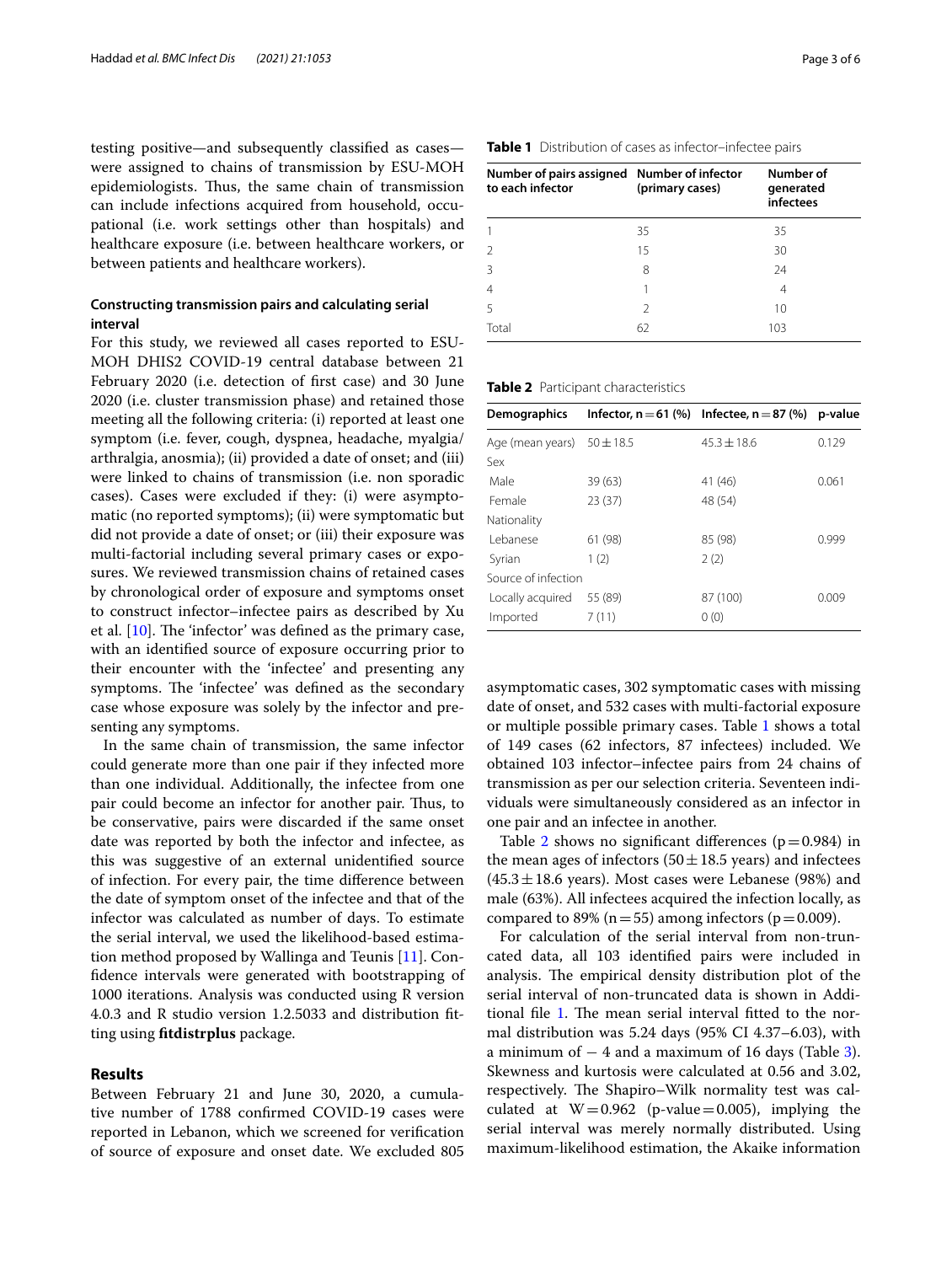testing positive—and subsequently classified as cases—were assigned to chains of transmission by ESU-MOH epidemiologists. Thus, the same chain of transmission can include infections acquired from household, occupational (i.e. work settings other than hospitals) and healthcare exposure (i.e. between healthcare workers, or between patients and healthcare workers).

### Constructing transmission pairs and calculating serial interval

For this study, we reviewed all cases reported to ESU-MOH DHIS2 COVID-19 central database between 21 February 2020 (i.e. detection of first case) and 30 June 2020 (i.e. cluster transmission phase) and retained those meeting all the following criteria: (i) reported at least one symptom (i.e. fever, cough, dyspnea, headache, myalgia/arthralgia, anosmia); (ii) provided a date of onset; and (iii) were linked to chains of transmission (i.e. non sporadic cases). Cases were excluded if they: (i) were asymptomatic (no reported symptoms); (ii) were symptomatic but did not provide a date of onset; or (iii) their exposure was multi-factorial including several primary cases or exposures. We reviewed transmission chains of retained cases by chronological order of exposure and symptoms onset to construct infector–infectee pairs as described by Xu et al. [10]. The 'infector' was defined as the primary case, with an identified source of exposure occurring prior to their encounter with the 'infectee' and presenting any symptoms. The 'infectee' was defined as the secondary case whose exposure was solely by the infector and presenting any symptoms.

In the same chain of transmission, the same infector could generate more than one pair if they infected more than one individual. Additionally, the infectee from one pair could become an infector for another pair. Thus, to be conservative, pairs were discarded if the same onset date was reported by both the infector and infectee, as this was suggestive of an external unidentified source of infection. For every pair, the time difference between the date of symptom onset of the infectee and that of the infector was calculated as number of days. To estimate the serial interval, we used the likelihood-based estimation method proposed by Wallinga and Teunis [11]. Confidence intervals were generated with bootstrapping of 1000 iterations. Analysis was conducted using R version 4.0.3 and R studio version 1.2.5033 and distribution fitting using **fitdistrplus** package.

## Results

Between February 21 and June 30, 2020, a cumulative number of 1788 confirmed COVID-19 cases were reported in Lebanon, which we screened for verification of source of exposure and onset date. We excluded 805 asymptomatic cases, 302 symptomatic cases with missing date of onset, and 532 cases with multi-factorial exposure or multiple possible primary cases. Table 1 shows a total of 149 cases (62 infectors, 87 infectees) included. We obtained 103 infector–infectee pairs from 24 chains of transmission as per our selection criteria. Seventeen individuals were simultaneously considered as an infector in one pair and an infectee in another.

**Table 1** Distribution of cases as infector–infectee pairs

| Number of pairs assigned to each infector | Number of infector (primary cases) | Number of generated infectees |
|---|---|---|
| 1 | 35 | 35 |
| 2 | 15 | 30 |
| 3 | 8 | 24 |
| 4 | 1 | 4 |
| 5 | 2 | 10 |
| Total | 62 | 103 |

**Table 2** Participant characteristics

| Demographics | Infector, n = 61 (%) | Infectee, n = 87 (%) | p-value |
|---|---|---|---|
| Age (mean years) | 50 ± 18.5 | 45.3 ± 18.6 | 0.129 |
| Sex | | | |
| Male | 39 (63) | 41 (46) | 0.061 |
| Female | 23 (37) | 48 (54) | |
| Nationality | | | |
| Lebanese | 61 (98) | 85 (98) | 0.999 |
| Syrian | 1 (2) | 2 (2) | |
| Source of infection | | | |
| Locally acquired | 55 (89) | 87 (100) | 0.009 |
| Imported | 7 (11) | 0 (0) | |

Table 2 shows no significant differences ($p = 0.984$) in the mean ages of infectors ($50 \pm 18.5$ years) and infectees ($45.3 \pm 18.6$ years). Most cases were Lebanese (98%) and male (63%). All infectees acquired the infection locally, as compared to 89% ($n = 55$) among infectors ($p = 0.009$).

For calculation of the serial interval from non-truncated data, all 103 identified pairs were included in analysis. The empirical density distribution plot of the serial interval of non-truncated data is shown in Additional file 1. The mean serial interval fitted to the normal distribution was 5.24 days (95% CI 4.37–6.03), with a minimum of − 4 and a maximum of 16 days (Table 3). Skewness and kurtosis were calculated at 0.56 and 3.02, respectively. The Shapiro–Wilk normality test was calculated at $W = 0.962$ (p-value $= 0.005$), implying the serial interval was merely normally distributed. Using maximum-likelihood estimation, the Akaike information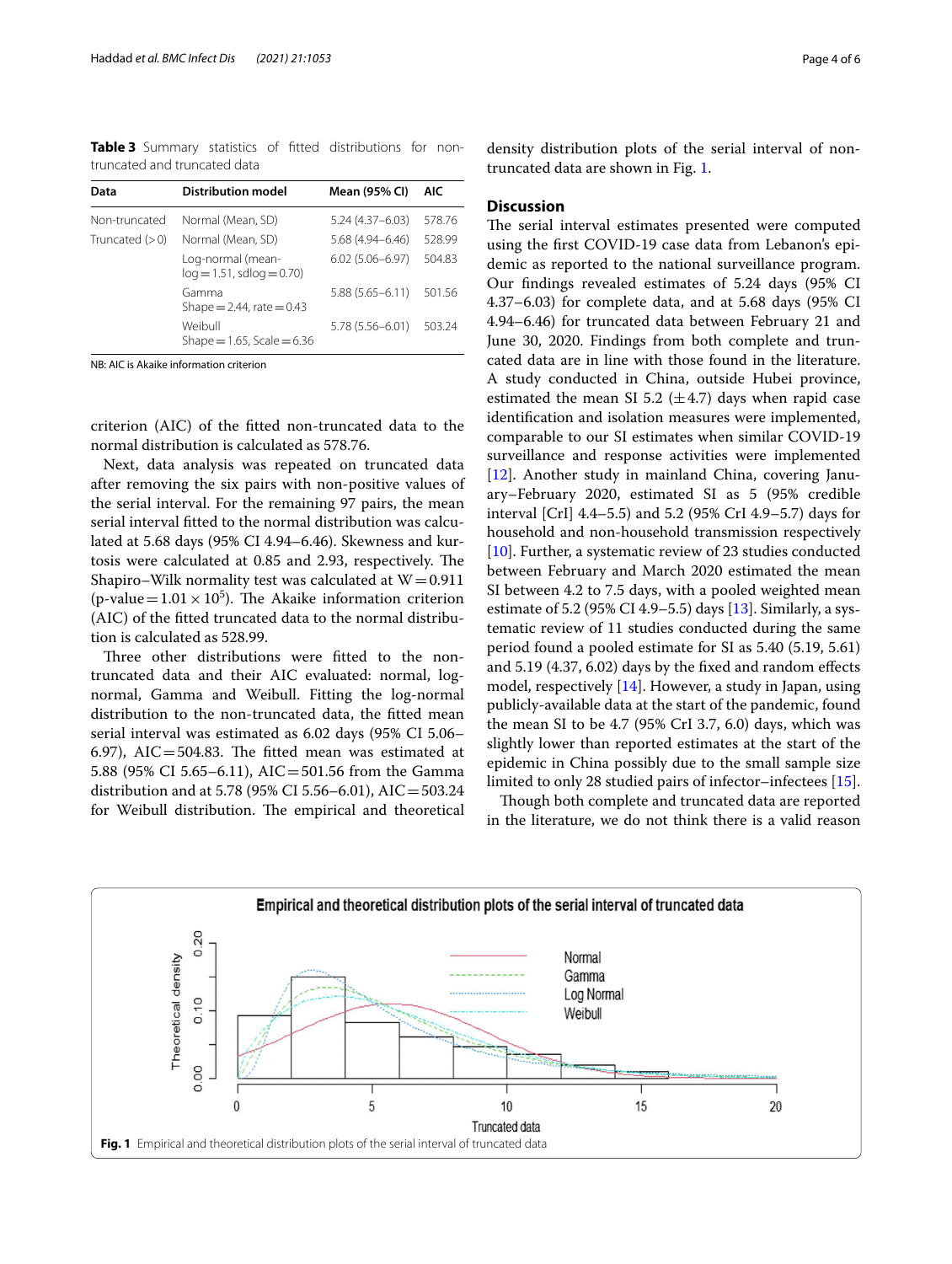**Table 3** Summary statistics of fitted distributions for non-truncated and truncated data

| Data | Distribution model | Mean (95% CI) | AIC |
|---|---|---|---|
| Non-truncated | Normal (Mean, SD) | 5.24 (4.37–6.03) | 578.76 |
| Truncated (> 0) | Normal (Mean, SD) | 5.68 (4.94–6.46) | 528.99 |
| | Log-normal (mean-log = 1.51, sdlog = 0.70) | 6.02 (5.06–6.97) | 504.83 |
| | Gamma Shape = 2.44, rate = 0.43 | 5.88 (5.65–6.11) | 501.56 |
| | Weibull Shape = 1.65, Scale = 6.36 | 5.78 (5.56–6.01) | 503.24 |

NB: AIC is Akaike information criterion

criterion (AIC) of the fitted non-truncated data to the normal distribution is calculated as 578.76.

Next, data analysis was repeated on truncated data after removing the six pairs with non-positive values of the serial interval. For the remaining 97 pairs, the mean serial interval fitted to the normal distribution was calculated at 5.68 days (95% CI 4.94–6.46). Skewness and kurtosis were calculated at 0.85 and 2.93, respectively. The Shapiro–Wilk normality test was calculated at W = 0.911 (p-value = $1.01 \times 10^{5}$). The Akaike information criterion (AIC) of the fitted truncated data to the normal distribution is calculated as 528.99.

Three other distributions were fitted to the non-truncated data and their AIC evaluated: normal, log-normal, Gamma and Weibull. Fitting the log-normal distribution to the non-truncated data, the fitted mean serial interval was estimated as 6.02 days (95% CI 5.06–6.97), AIC = 504.83. The fitted mean was estimated at 5.88 (95% CI 5.65–6.11), AIC = 501.56 from the Gamma distribution and at 5.78 (95% CI 5.56–6.01), AIC = 503.24 for Weibull distribution. The empirical and theoretical density distribution plots of the serial interval of non-truncated data are shown in Fig. 1.

## Discussion

The serial interval estimates presented were computed using the first COVID-19 case data from Lebanon's epidemic as reported to the national surveillance program. Our findings revealed estimates of 5.24 days (95% CI 4.37–6.03) for complete data, and at 5.68 days (95% CI 4.94–6.46) for truncated data between February 21 and June 30, 2020. Findings from both complete and truncated data are in line with those found in the literature. A study conducted in China, outside Hubei province, estimated the mean SI 5.2 (±4.7) days when rapid case identification and isolation measures were implemented, comparable to our SI estimates when similar COVID-19 surveillance and response activities were implemented [12]. Another study in mainland China, covering January–February 2020, estimated SI as 5 (95% credible interval [CrI] 4.4–5.5) and 5.2 (95% CrI 4.9–5.7) days for household and non-household transmission respectively [10]. Further, a systematic review of 23 studies conducted between February and March 2020 estimated the mean SI between 4.2 to 7.5 days, with a pooled weighted mean estimate of 5.2 (95% CI 4.9–5.5) days [13]. Similarly, a systematic review of 11 studies conducted during the same period found a pooled estimate for SI as 5.40 (5.19, 5.61) and 5.19 (4.37, 6.02) days by the fixed and random effects model, respectively [14]. However, a study in Japan, using publicly-available data at the start of the pandemic, found the mean SI to be 4.7 (95% CrI 3.7, 6.0) days, which was slightly lower than reported estimates at the start of the epidemic in China possibly due to the small sample size limited to only 28 studied pairs of infector–infectees [15].

Though both complete and truncated data are reported in the literature, we do not think there is a valid reason

**Fig. 1** Empirical and theoretical distribution plots of the serial interval of truncated data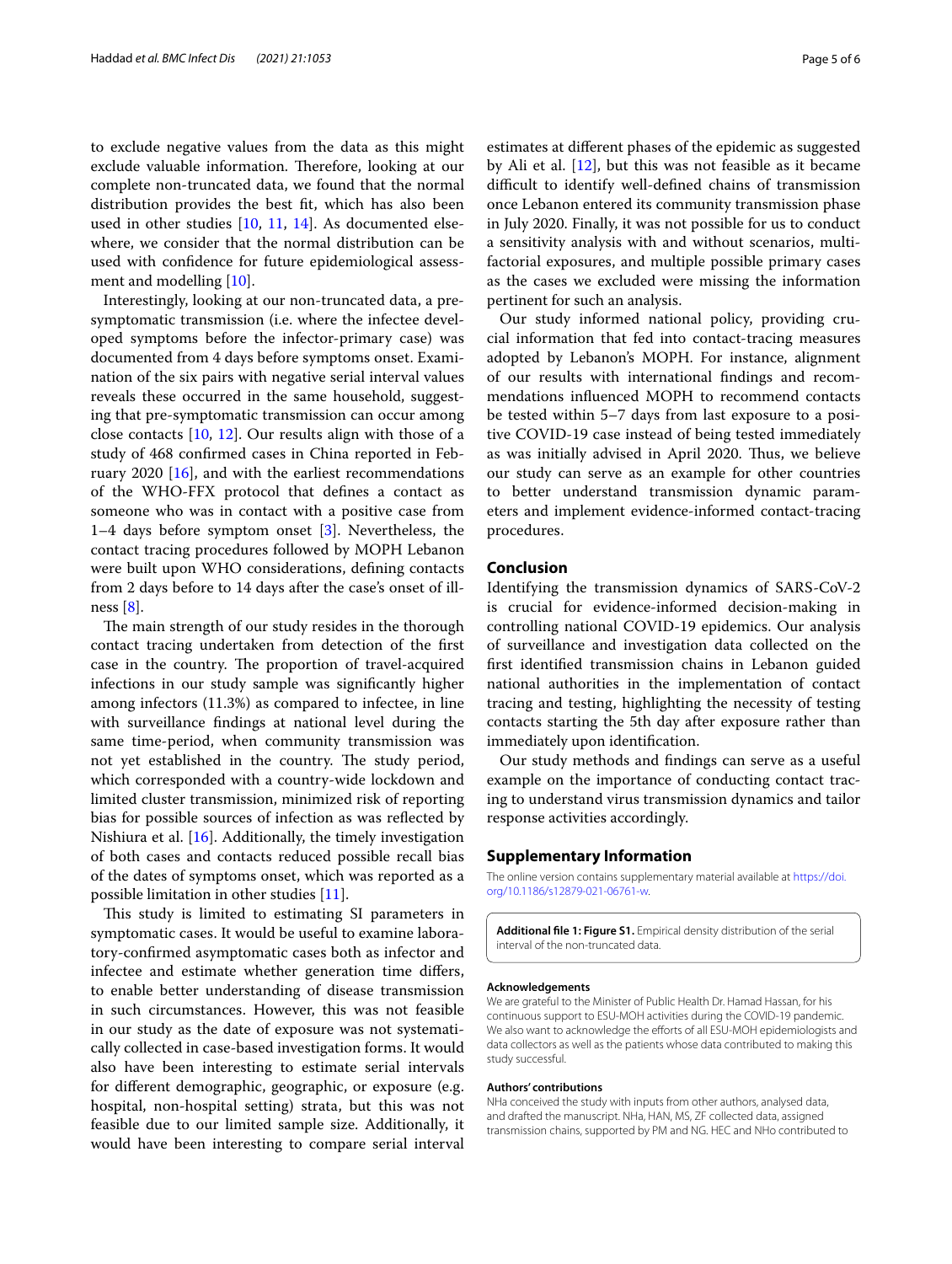to exclude negative values from the data as this might exclude valuable information. Therefore, looking at our complete non-truncated data, we found that the normal distribution provides the best fit, which has also been used in other studies [10, 11, 14]. As documented elsewhere, we consider that the normal distribution can be used with confidence for future epidemiological assessment and modelling [10].

Interestingly, looking at our non-truncated data, a pre-symptomatic transmission (i.e. where the infectee developed symptoms before the infector-primary case) was documented from 4 days before symptoms onset. Examination of the six pairs with negative serial interval values reveals these occurred in the same household, suggesting that pre-symptomatic transmission can occur among close contacts [10, 12]. Our results align with those of a study of 468 confirmed cases in China reported in February 2020 [16], and with the earliest recommendations of the WHO-FFX protocol that defines a contact as someone who was in contact with a positive case from 1–4 days before symptom onset [3]. Nevertheless, the contact tracing procedures followed by MOPH Lebanon were built upon WHO considerations, defining contacts from 2 days before to 14 days after the case's onset of illness [8].

The main strength of our study resides in the thorough contact tracing undertaken from detection of the first case in the country. The proportion of travel-acquired infections in our study sample was significantly higher among infectors (11.3%) as compared to infectee, in line with surveillance findings at national level during the same time-period, when community transmission was not yet established in the country. The study period, which corresponded with a country-wide lockdown and limited cluster transmission, minimized risk of reporting bias for possible sources of infection as was reflected by Nishiura et al. [16]. Additionally, the timely investigation of both cases and contacts reduced possible recall bias of the dates of symptoms onset, which was reported as a possible limitation in other studies [11].

This study is limited to estimating SI parameters in symptomatic cases. It would be useful to examine laboratory-confirmed asymptomatic cases both as infector and infectee and estimate whether generation time differs, to enable better understanding of disease transmission in such circumstances. However, this was not feasible in our study as the date of exposure was not systematically collected in case-based investigation forms. It would also have been interesting to estimate serial intervals for different demographic, geographic, or exposure (e.g. hospital, non-hospital setting) strata, but this was not feasible due to our limited sample size. Additionally, it would have been interesting to compare serial interval estimates at different phases of the epidemic as suggested by Ali et al. [12], but this was not feasible as it became difficult to identify well-defined chains of transmission once Lebanon entered its community transmission phase in July 2020. Finally, it was not possible for us to conduct a sensitivity analysis with and without scenarios, multi-factorial exposures, and multiple possible primary cases as the cases we excluded were missing the information pertinent for such an analysis.

Our study informed national policy, providing crucial information that fed into contact-tracing measures adopted by Lebanon's MOPH. For instance, alignment of our results with international findings and recommendations influenced MOPH to recommend contacts be tested within 5–7 days from last exposure to a positive COVID-19 case instead of being tested immediately as was initially advised in April 2020. Thus, we believe our study can serve as an example for other countries to better understand transmission dynamic parameters and implement evidence-informed contact-tracing procedures.

## Conclusion

Identifying the transmission dynamics of SARS-CoV-2 is crucial for evidence-informed decision-making in controlling national COVID-19 epidemics. Our analysis of surveillance and investigation data collected on the first identified transmission chains in Lebanon guided national authorities in the implementation of contact tracing and testing, highlighting the necessity of testing contacts starting the 5th day after exposure rather than immediately upon identification.

Our study methods and findings can serve as a useful example on the importance of conducting contact tracing to understand virus transmission dynamics and tailor response activities accordingly.

## Supplementary Information

The online version contains supplementary material available at https://doi.org/10.1186/s12879-021-06761-w.

**Additional file 1: Figure S1.** Empirical density distribution of the serial interval of the non-truncated data.

#### Acknowledgements

We are grateful to the Minister of Public Health Dr. Hamad Hassan, for his continuous support to ESU-MOH activities during the COVID-19 pandemic. We also want to acknowledge the efforts of all ESU-MOH epidemiologists and data collectors as well as the patients whose data contributed to making this study successful.

#### Authors' contributions

NHa conceived the study with inputs from other authors, analysed data, and drafted the manuscript. NHa, HAN, MS, ZF collected data, assigned transmission chains, supported by PM and NG. HEC and NHo contributed to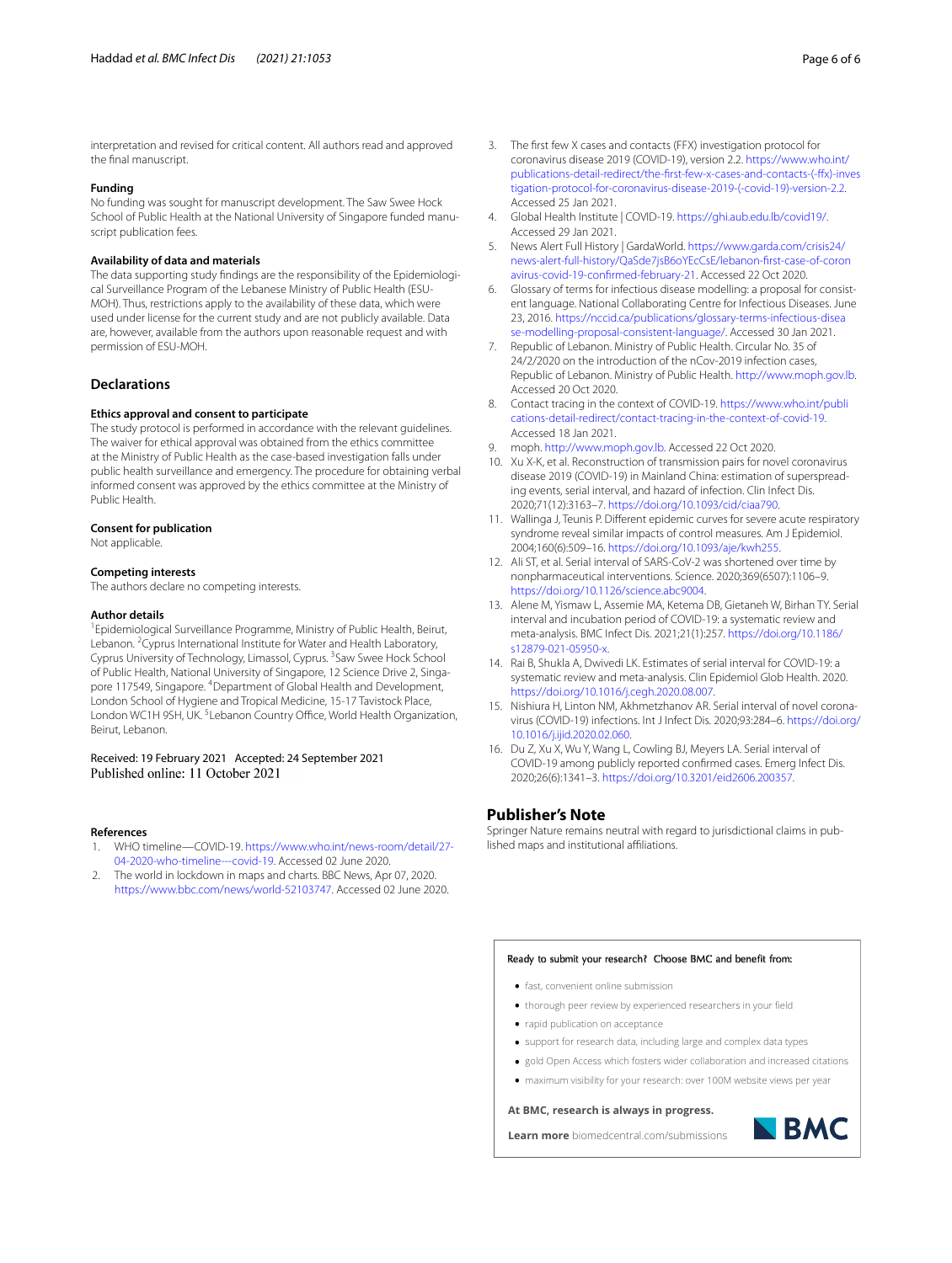interpretation and revised for critical content. All authors read and approved the final manuscript.

#### Funding
No funding was sought for manuscript development. The Saw Swee Hock School of Public Health at the National University of Singapore funded manuscript publication fees.

#### Availability of data and materials
The data supporting study findings are the responsibility of the Epidemiological Surveillance Program of the Lebanese Ministry of Public Health (ESU-MOH). Thus, restrictions apply to the availability of these data, which were used under license for the current study and are not publicly available. Data are, however, available from the authors upon reasonable request and with permission of ESU-MOH.

## Declarations

#### Ethics approval and consent to participate
The study protocol is performed in accordance with the relevant guidelines. The waiver for ethical approval was obtained from the ethics committee at the Ministry of Public Health as the case-based investigation falls under public health surveillance and emergency. The procedure for obtaining verbal informed consent was approved by the ethics committee at the Ministry of Public Health.

#### Consent for publication
Not applicable.

#### Competing interests
The authors declare no competing interests.

#### Author details
[1]Epidemiological Surveillance Programme, Ministry of Public Health, Beirut, Lebanon. [2]Cyprus International Institute for Water and Health Laboratory, Cyprus University of Technology, Limassol, Cyprus. [3]Saw Swee Hock School of Public Health, National University of Singapore, 12 Science Drive 2, Singapore 117549, Singapore. [4]Department of Global Health and Development, London School of Hygiene and Tropical Medicine, 15-17 Tavistock Place, London WC1H 9SH, UK. [5]Lebanon Country Office, World Health Organization, Beirut, Lebanon.

Received: 19 February 2021 Accepted: 24 September 2021
Published online: 11 October 2021

#### References
1. WHO timeline—COVID-19. https://www.who.int/news-room/detail/27-04-2020-who-timeline---covid-19. Accessed 02 June 2020.
2. The world in lockdown in maps and charts. BBC News, Apr 07, 2020. https://www.bbc.com/news/world-52103747. Accessed 02 June 2020.
3. The first few X cases and contacts (FFX) investigation protocol for coronavirus disease 2019 (COVID-19), version 2.2. https://www.who.int/publications-detail-redirect/the-first-few-x-cases-and-contacts-(-ffx)-investigation-protocol-for-coronavirus-disease-2019-(-covid-19)-version-2.2. Accessed 25 Jan 2021.
4. Global Health Institute | COVID-19. https://ghi.aub.edu.lb/covid19/. Accessed 29 Jan 2021.
5. News Alert Full History | GardaWorld. https://www.garda.com/crisis24/news-alert-full-history/QaSde7jsB6oYEcCsE/lebanon-first-case-of-coronavirus-covid-19-confirmed-february-21. Accessed 22 Oct 2020.
6. Glossary of terms for infectious disease modelling: a proposal for consistent language. National Collaborating Centre for Infectious Diseases. June 23, 2016. https://nccid.ca/publications/glossary-terms-infectious-disease-modelling-proposal-consistent-language/. Accessed 30 Jan 2021.
7. Republic of Lebanon. Ministry of Public Health. Circular No. 35 of 24/2/2020 on the introduction of the nCov-2019 infection cases, Republic of Lebanon. Ministry of Public Health. http://www.moph.gov.lb. Accessed 20 Oct 2020.
8. Contact tracing in the context of COVID-19. https://www.who.int/publications-detail-redirect/contact-tracing-in-the-context-of-covid-19. Accessed 18 Jan 2021.
9. moph. http://www.moph.gov.lb. Accessed 22 Oct 2020.
10. Xu X-K, et al. Reconstruction of transmission pairs for novel coronavirus disease 2019 (COVID-19) in Mainland China: estimation of superspreading events, serial interval, and hazard of infection. Clin Infect Dis. 2020;71(12):3163–7. https://doi.org/10.1093/cid/ciaa790.
11. Wallinga J, Teunis P. Different epidemic curves for severe acute respiratory syndrome reveal similar impacts of control measures. Am J Epidemiol. 2004;160(6):509–16. https://doi.org/10.1093/aje/kwh255.
12. Ali ST, et al. Serial interval of SARS-CoV-2 was shortened over time by nonpharmaceutical interventions. Science. 2020;369(6507):1106–9. https://doi.org/10.1126/science.abc9004.
13. Alene M, Yismaw L, Assemie MA, Ketema DB, Gietaneh W, Birhan TY. Serial interval and incubation period of COVID-19: a systematic review and meta-analysis. BMC Infect Dis. 2021;21(1):257. https://doi.org/10.1186/s12879-021-05950-x.
14. Rai B, Shukla A, Dwivedi LK. Estimates of serial interval for COVID-19: a systematic review and meta-analysis. Clin Epidemiol Glob Health. 2020. https://doi.org/10.1016/j.cegh.2020.08.007.
15. Nishiura H, Linton NM, Akhmetzhanov AR. Serial interval of novel coronavirus (COVID-19) infections. Int J Infect Dis. 2020;93:284–6. https://doi.org/10.1016/j.ijid.2020.02.060.
16. Du Z, Xu X, Wu Y, Wang L, Cowling BJ, Meyers LA. Serial interval of COVID-19 among publicly reported confirmed cases. Emerg Infect Dis. 2020;26(6):1341–3. https://doi.org/10.3201/eid2606.200357.

## Publisher's Note
Springer Nature remains neutral with regard to jurisdictional claims in published maps and institutional affiliations.

Ready to submit your research? Choose BMC and benefit from:

- fast, convenient online submission
- thorough peer review by experienced researchers in your field
- rapid publication on acceptance
- support for research data, including large and complex data types
- gold Open Access which fosters wider collaboration and increased citations
- maximum visibility for your research: over 100M website views per year

**At BMC, research is always in progress.**

**Learn more** biomedcentral.com/submissions

BMC